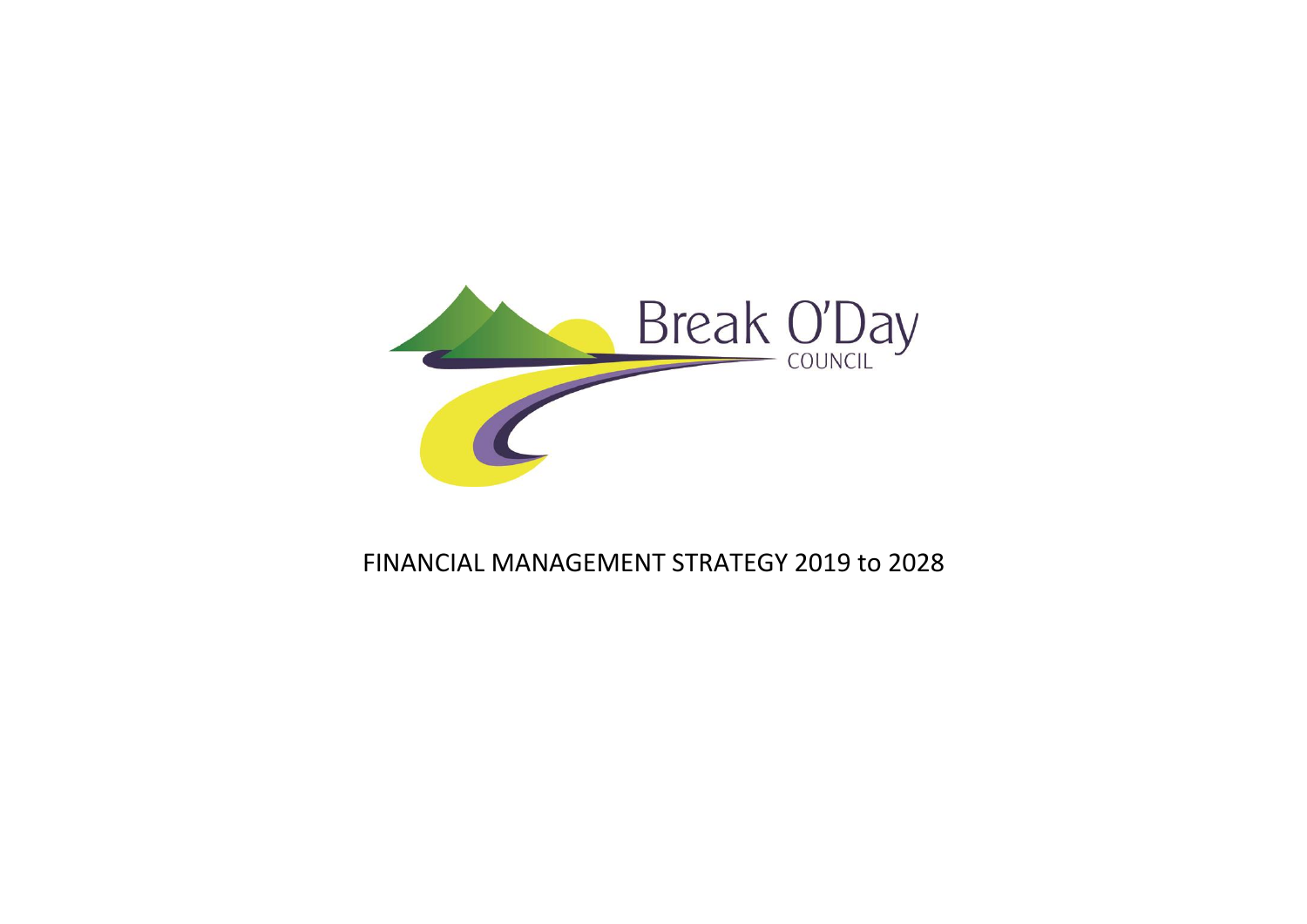Break O'Day

COUNCIL

# FINANCIAL MANAGEMENT STRATEGY 2019 to 2028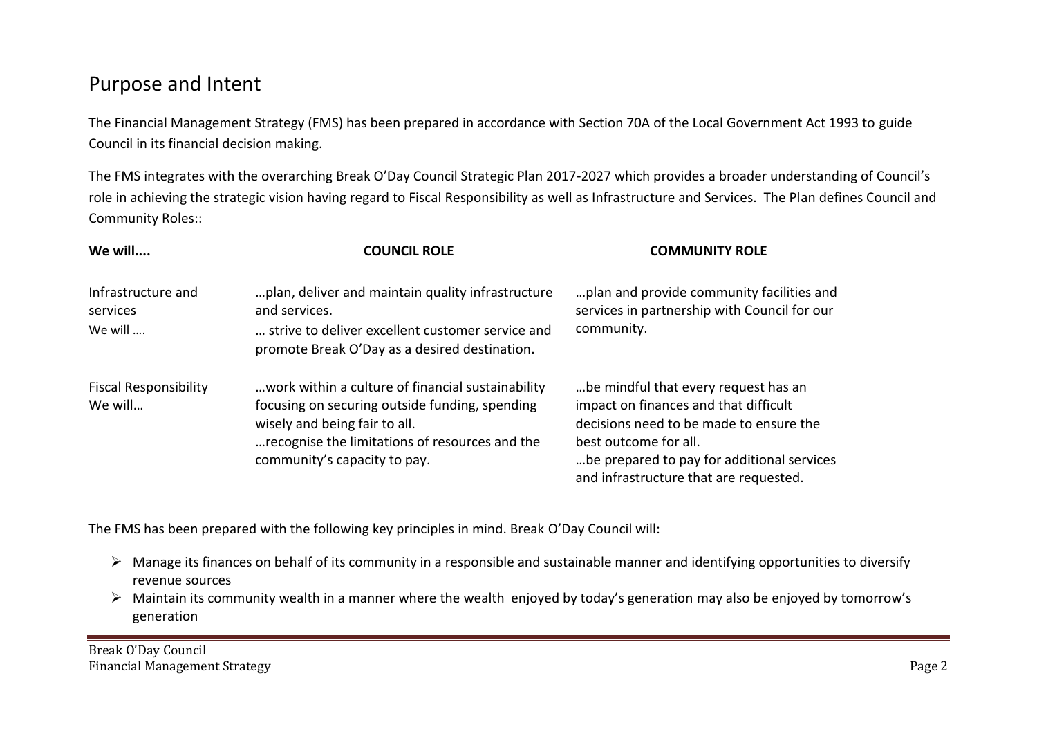## Purpose and Intent

The Financial Management Strategy (FMS) has been prepared in accordance with Section 70A of the Local Government Act 1993 to guide Council in its financial decision making.

The FMS integrates with the overarching Break O'Day Council Strategic Plan 2017-2027 which provides a broader understanding of Council's role in achieving the strategic vision having regard to Fiscal Responsibility as well as Infrastructure and Services. The Plan defines Council and Community Roles::

| **We will....** | **COUNCIL ROLE** | **COMMUNITY ROLE** |
|---|---|---|
| Infrastructure and services<br>We will …. | …plan, deliver and maintain quality infrastructure and services.<br>… strive to deliver excellent customer service and promote Break O'Day as a desired destination. | …plan and provide community facilities and services in partnership with Council for our community. |
| Fiscal Responsibility<br>We will… | …work within a culture of financial sustainability focusing on securing outside funding, spending wisely and being fair to all.<br>…recognise the limitations of resources and the community's capacity to pay. | …be mindful that every request has an impact on finances and that difficult decisions need to be made to ensure the best outcome for all.<br>…be prepared to pay for additional services and infrastructure that are requested. |

The FMS has been prepared with the following key principles in mind. Break O'Day Council will:

- Manage its finances on behalf of its community in a responsible and sustainable manner and identifying opportunities to diversify revenue sources
- Maintain its community wealth in a manner where the wealth enjoyed by today's generation may also be enjoyed by tomorrow's generation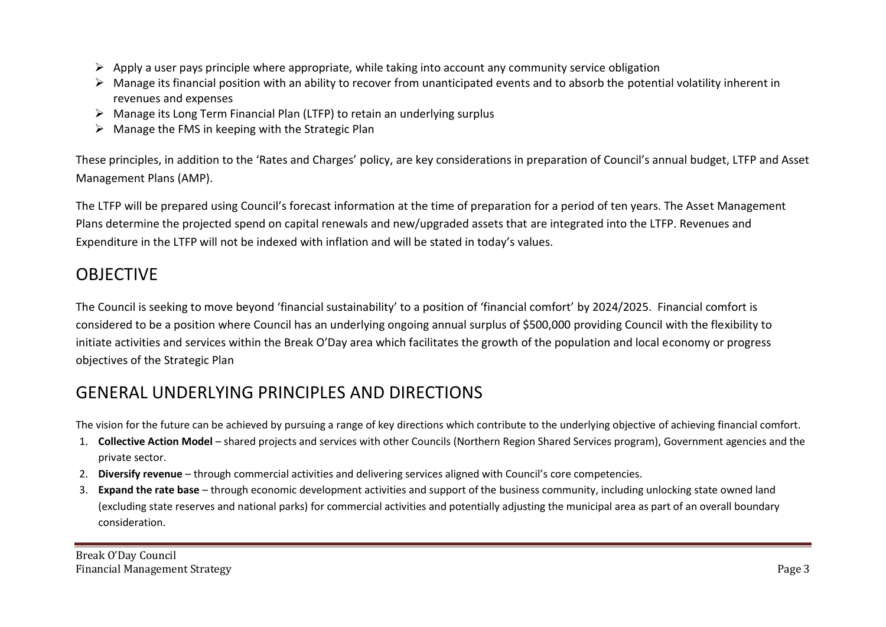- Apply a user pays principle where appropriate, while taking into account any community service obligation
- Manage its financial position with an ability to recover from unanticipated events and to absorb the potential volatility inherent in revenues and expenses
- Manage its Long Term Financial Plan (LTFP) to retain an underlying surplus
- Manage the FMS in keeping with the Strategic Plan

These principles, in addition to the 'Rates and Charges' policy, are key considerations in preparation of Council's annual budget, LTFP and Asset Management Plans (AMP).

The LTFP will be prepared using Council's forecast information at the time of preparation for a period of ten years. The Asset Management Plans determine the projected spend on capital renewals and new/upgraded assets that are integrated into the LTFP. Revenues and Expenditure in the LTFP will not be indexed with inflation and will be stated in today's values.

# OBJECTIVE

The Council is seeking to move beyond 'financial sustainability' to a position of 'financial comfort' by 2024/2025. Financial comfort is considered to be a position where Council has an underlying ongoing annual surplus of $500,000 providing Council with the flexibility to initiate activities and services within the Break O'Day area which facilitates the growth of the population and local economy or progress objectives of the Strategic Plan

# GENERAL UNDERLYING PRINCIPLES AND DIRECTIONS

The vision for the future can be achieved by pursuing a range of key directions which contribute to the underlying objective of achieving financial comfort.

1. **Collective Action Model** – shared projects and services with other Councils (Northern Region Shared Services program), Government agencies and the private sector.
2. **Diversify revenue** – through commercial activities and delivering services aligned with Council's core competencies.
3. **Expand the rate base** – through economic development activities and support of the business community, including unlocking state owned land (excluding state reserves and national parks) for commercial activities and potentially adjusting the municipal area as part of an overall boundary consideration.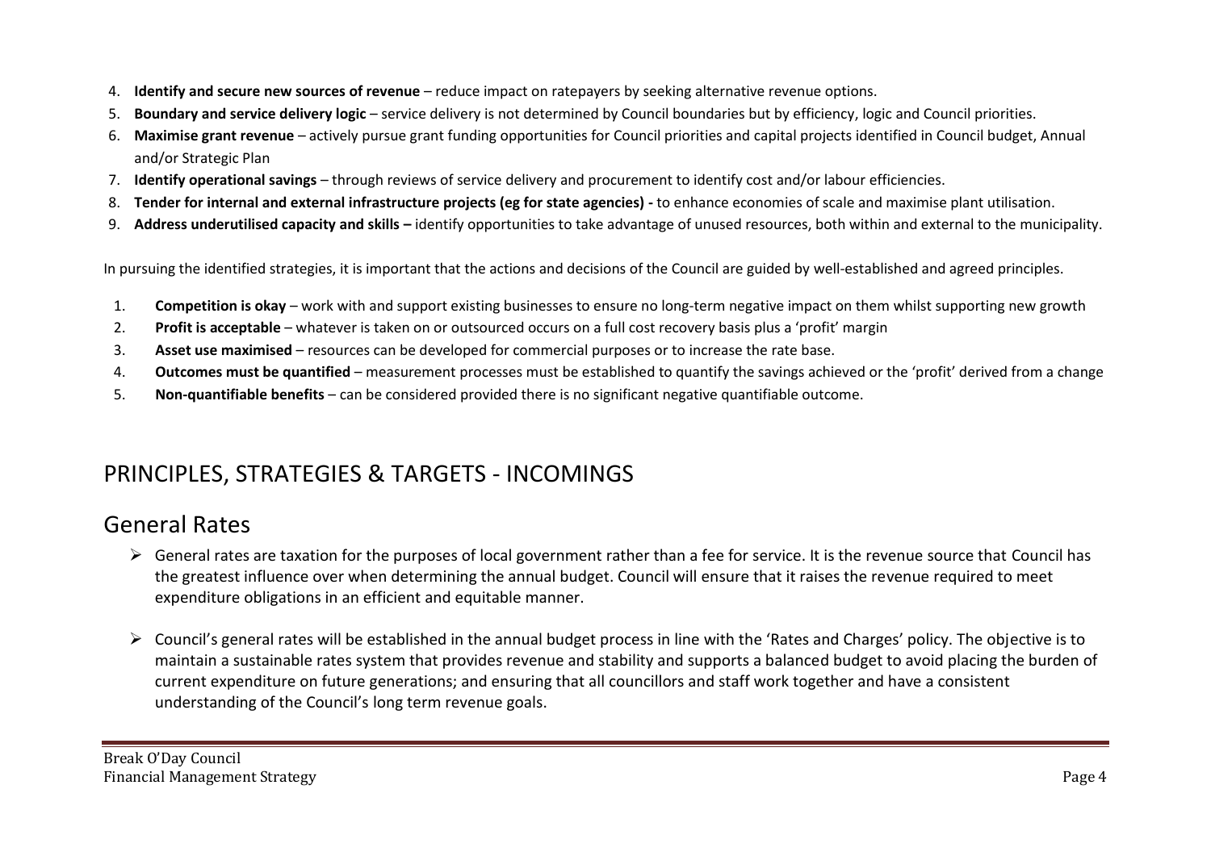4. **Identify and secure new sources of revenue** – reduce impact on ratepayers by seeking alternative revenue options.
5. **Boundary and service delivery logic** – service delivery is not determined by Council boundaries but by efficiency, logic and Council priorities.
6. **Maximise grant revenue** – actively pursue grant funding opportunities for Council priorities and capital projects identified in Council budget, Annual and/or Strategic Plan
7. **Identify operational savings** – through reviews of service delivery and procurement to identify cost and/or labour efficiencies.
8. **Tender for internal and external infrastructure projects (eg for state agencies) -** to enhance economies of scale and maximise plant utilisation.
9. **Address underutilised capacity and skills –** identify opportunities to take advantage of unused resources, both within and external to the municipality.

In pursuing the identified strategies, it is important that the actions and decisions of the Council are guided by well-established and agreed principles.

1. **Competition is okay** – work with and support existing businesses to ensure no long-term negative impact on them whilst supporting new growth
2. **Profit is acceptable** – whatever is taken on or outsourced occurs on a full cost recovery basis plus a 'profit' margin
3. **Asset use maximised** – resources can be developed for commercial purposes or to increase the rate base.
4. **Outcomes must be quantified** – measurement processes must be established to quantify the savings achieved or the 'profit' derived from a change
5. **Non-quantifiable benefits** – can be considered provided there is no significant negative quantifiable outcome.

# PRINCIPLES, STRATEGIES & TARGETS - INCOMINGS

## General Rates

- General rates are taxation for the purposes of local government rather than a fee for service. It is the revenue source that Council has the greatest influence over when determining the annual budget. Council will ensure that it raises the revenue required to meet expenditure obligations in an efficient and equitable manner.

- Council's general rates will be established in the annual budget process in line with the 'Rates and Charges' policy. The objective is to maintain a sustainable rates system that provides revenue and stability and supports a balanced budget to avoid placing the burden of current expenditure on future generations; and ensuring that all councillors and staff work together and have a consistent understanding of the Council's long term revenue goals.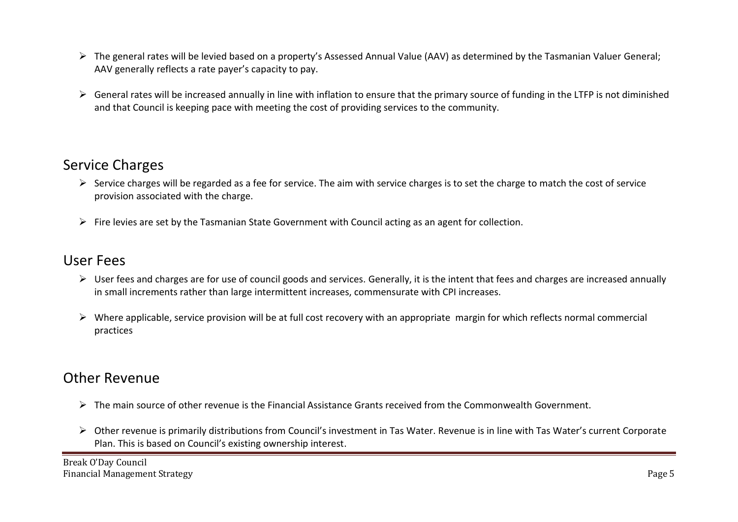- The general rates will be levied based on a property's Assessed Annual Value (AAV) as determined by the Tasmanian Valuer General; AAV generally reflects a rate payer's capacity to pay.

- General rates will be increased annually in line with inflation to ensure that the primary source of funding in the LTFP is not diminished and that Council is keeping pace with meeting the cost of providing services to the community.

## Service Charges

- Service charges will be regarded as a fee for service. The aim with service charges is to set the charge to match the cost of service provision associated with the charge.

- Fire levies are set by the Tasmanian State Government with Council acting as an agent for collection.

## User Fees

- User fees and charges are for use of council goods and services. Generally, it is the intent that fees and charges are increased annually in small increments rather than large intermittent increases, commensurate with CPI increases.

- Where applicable, service provision will be at full cost recovery with an appropriate margin for which reflects normal commercial practices

## Other Revenue

- The main source of other revenue is the Financial Assistance Grants received from the Commonwealth Government.

- Other revenue is primarily distributions from Council's investment in Tas Water. Revenue is in line with Tas Water's current Corporate Plan. This is based on Council's existing ownership interest.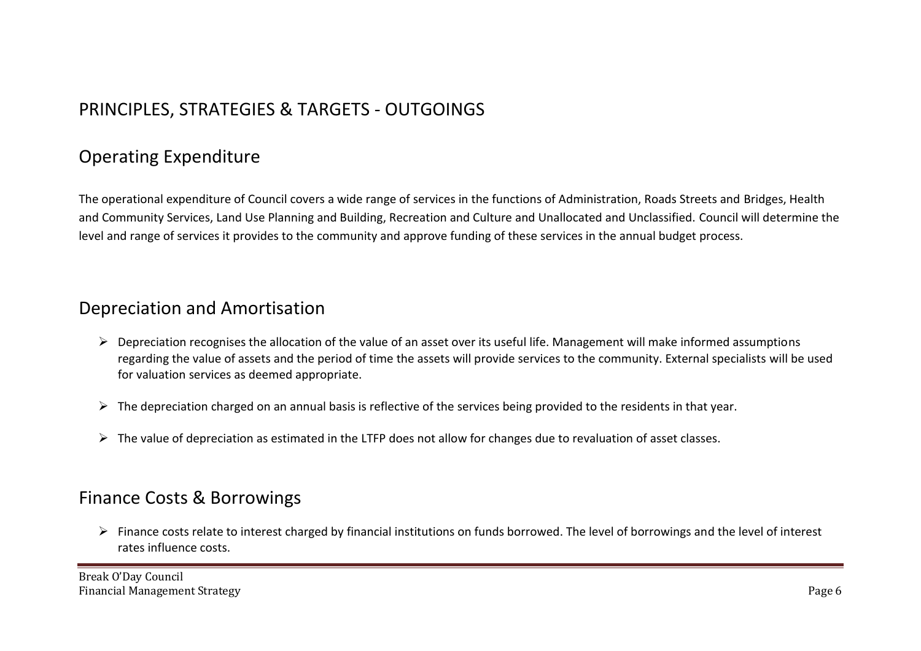# PRINCIPLES, STRATEGIES & TARGETS - OUTGOINGS

## Operating Expenditure

The operational expenditure of Council covers a wide range of services in the functions of Administration, Roads Streets and Bridges, Health and Community Services, Land Use Planning and Building, Recreation and Culture and Unallocated and Unclassified. Council will determine the level and range of services it provides to the community and approve funding of these services in the annual budget process.

## Depreciation and Amortisation

- Depreciation recognises the allocation of the value of an asset over its useful life. Management will make informed assumptions regarding the value of assets and the period of time the assets will provide services to the community. External specialists will be used for valuation services as deemed appropriate.
- The depreciation charged on an annual basis is reflective of the services being provided to the residents in that year.
- The value of depreciation as estimated in the LTFP does not allow for changes due to revaluation of asset classes.

## Finance Costs & Borrowings

- Finance costs relate to interest charged by financial institutions on funds borrowed. The level of borrowings and the level of interest rates influence costs.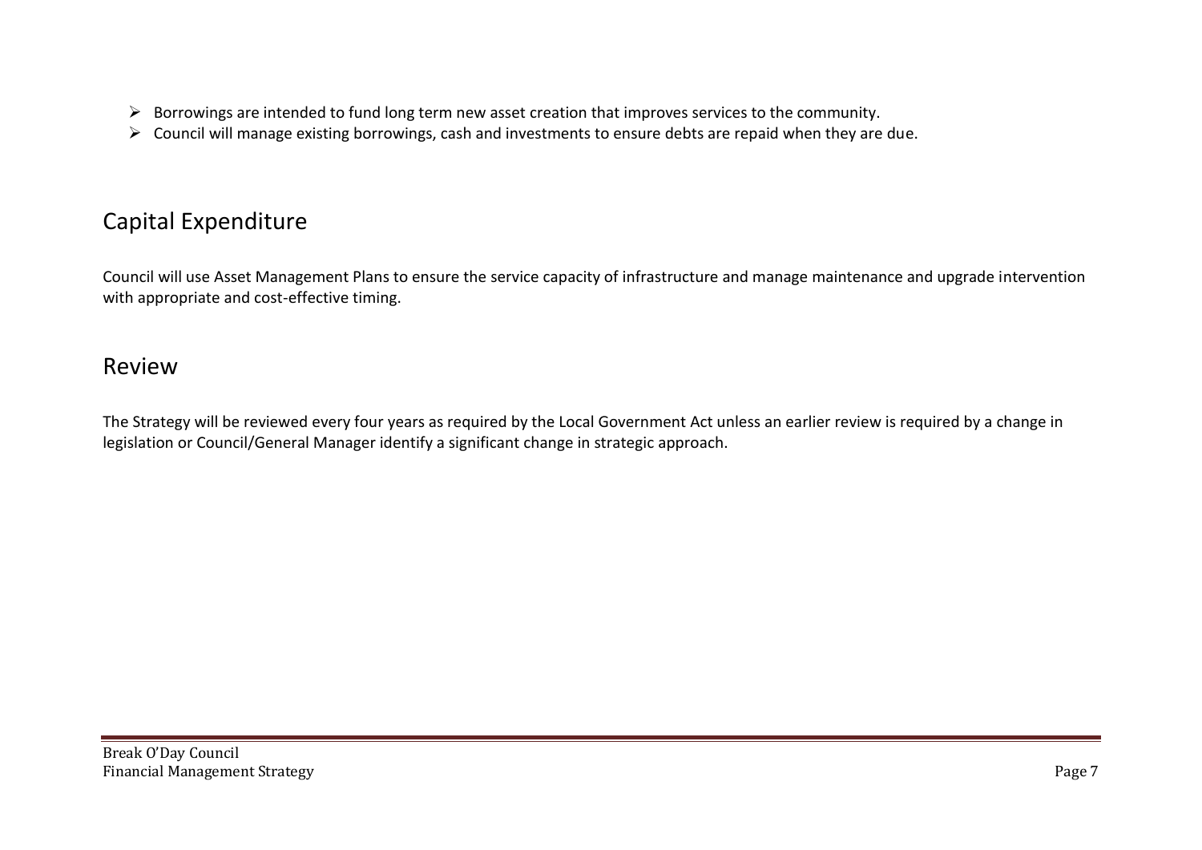- Borrowings are intended to fund long term new asset creation that improves services to the community.
- Council will manage existing borrowings, cash and investments to ensure debts are repaid when they are due.

## Capital Expenditure

Council will use Asset Management Plans to ensure the service capacity of infrastructure and manage maintenance and upgrade intervention with appropriate and cost-effective timing.

## Review

The Strategy will be reviewed every four years as required by the Local Government Act unless an earlier review is required by a change in legislation or Council/General Manager identify a significant change in strategic approach.